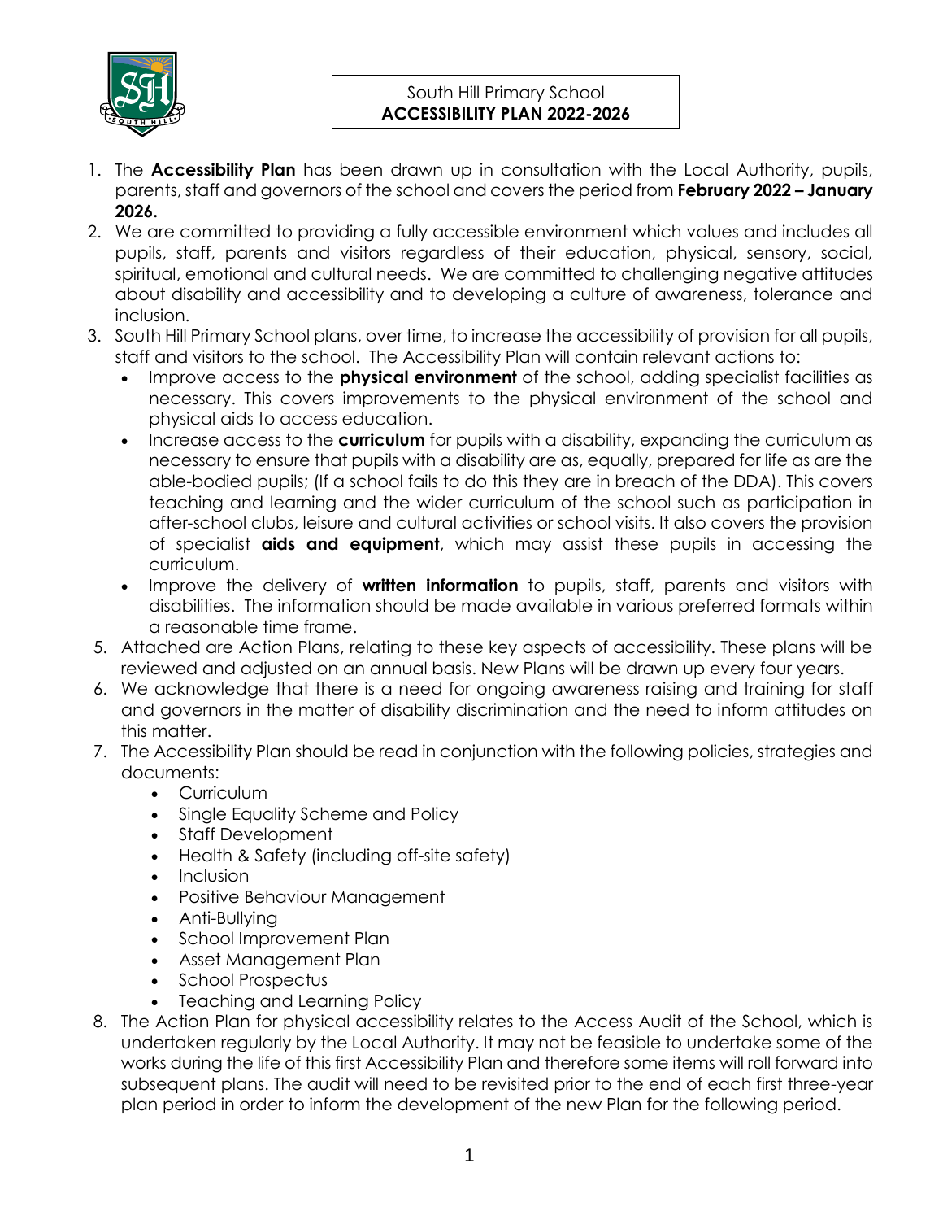South Hill Primary School
**ACCESSIBILITY PLAN 2022-2026**

1. The **Accessibility Plan** has been drawn up in consultation with the Local Authority, pupils, parents, staff and governors of the school and covers the period from **February 2022 – January 2026.**
2. We are committed to providing a fully accessible environment which values and includes all pupils, staff, parents and visitors regardless of their education, physical, sensory, social, spiritual, emotional and cultural needs. We are committed to challenging negative attitudes about disability and accessibility and to developing a culture of awareness, tolerance and inclusion.
3. South Hill Primary School plans, over time, to increase the accessibility of provision for all pupils, staff and visitors to the school. The Accessibility Plan will contain relevant actions to:
    - Improve access to the **physical environment** of the school, adding specialist facilities as necessary. This covers improvements to the physical environment of the school and physical aids to access education.
    - Increase access to the **curriculum** for pupils with a disability, expanding the curriculum as necessary to ensure that pupils with a disability are as, equally, prepared for life as are the able-bodied pupils; (If a school fails to do this they are in breach of the DDA). This covers teaching and learning and the wider curriculum of the school such as participation in after-school clubs, leisure and cultural activities or school visits. It also covers the provision of specialist **aids and equipment**, which may assist these pupils in accessing the curriculum.
    - Improve the delivery of **written information** to pupils, staff, parents and visitors with disabilities. The information should be made available in various preferred formats within a reasonable time frame.

5. Attached are Action Plans, relating to these key aspects of accessibility. These plans will be reviewed and adjusted on an annual basis. New Plans will be drawn up every four years.
6. We acknowledge that there is a need for ongoing awareness raising and training for staff and governors in the matter of disability discrimination and the need to inform attitudes on this matter.
7. The Accessibility Plan should be read in conjunction with the following policies, strategies and documents:
    - Curriculum
    - Single Equality Scheme and Policy
    - Staff Development
    - Health & Safety (including off-site safety)
    - Inclusion
    - Positive Behaviour Management
    - Anti-Bullying
    - School Improvement Plan
    - Asset Management Plan
    - School Prospectus
    - Teaching and Learning Policy
8. The Action Plan for physical accessibility relates to the Access Audit of the School, which is undertaken regularly by the Local Authority. It may not be feasible to undertake some of the works during the life of this first Accessibility Plan and therefore some items will roll forward into subsequent plans. The audit will need to be revisited prior to the end of each first three-year plan period in order to inform the development of the new Plan for the following period.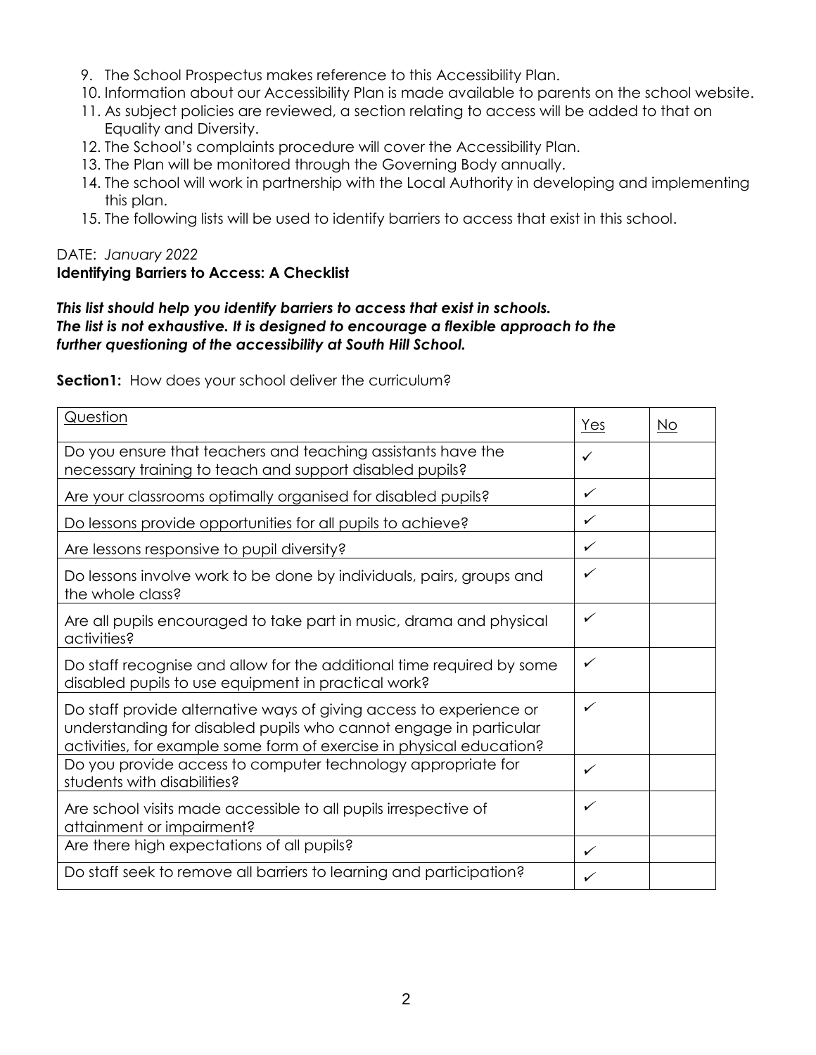9. The School Prospectus makes reference to this Accessibility Plan.
10. Information about our Accessibility Plan is made available to parents on the school website.
11. As subject policies are reviewed, a section relating to access will be added to that on Equality and Diversity.
12. The School's complaints procedure will cover the Accessibility Plan.
13. The Plan will be monitored through the Governing Body annually.
14. The school will work in partnership with the Local Authority in developing and implementing this plan.
15. The following lists will be used to identify barriers to access that exist in this school.

DATE: *January 2022*

**Identifying Barriers to Access: A Checklist**

***This list should help you identify barriers to access that exist in schools. The list is not exhaustive. It is designed to encourage a flexible approach to the further questioning of the accessibility at South Hill School.***

**Section1:** How does your school deliver the curriculum?

| Question | Yes | No |
|---|---|---|
| Do you ensure that teachers and teaching assistants have the necessary training to teach and support disabled pupils? | ✓ | |
| Are your classrooms optimally organised for disabled pupils? | ✓ | |
| Do lessons provide opportunities for all pupils to achieve? | ✓ | |
| Are lessons responsive to pupil diversity? | ✓ | |
| Do lessons involve work to be done by individuals, pairs, groups and the whole class? | ✓ | |
| Are all pupils encouraged to take part in music, drama and physical activities? | ✓ | |
| Do staff recognise and allow for the additional time required by some disabled pupils to use equipment in practical work? | ✓ | |
| Do staff provide alternative ways of giving access to experience or understanding for disabled pupils who cannot engage in particular activities, for example some form of exercise in physical education? | ✓ | |
| Do you provide access to computer technology appropriate for students with disabilities? | ✓ | |
| Are school visits made accessible to all pupils irrespective of attainment or impairment? | ✓ | |
| Are there high expectations of all pupils? | ✓ | |
| Do staff seek to remove all barriers to learning and participation? | ✓ | |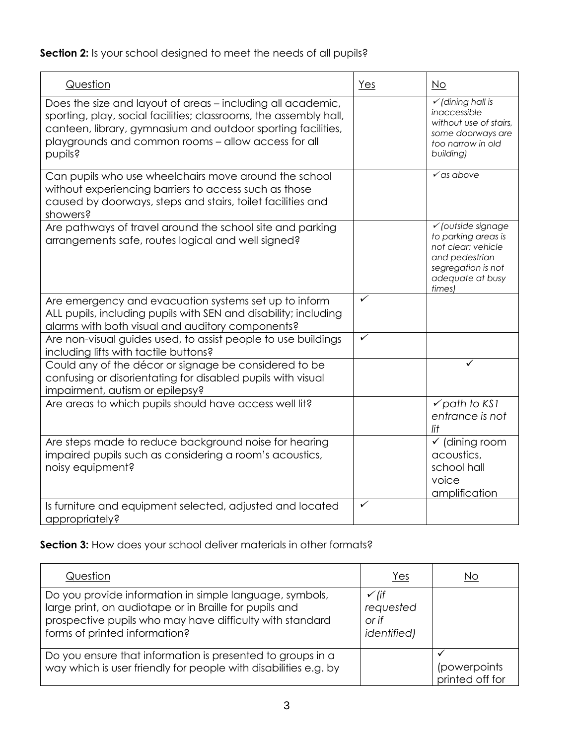**Section 2:** Is your school designed to meet the needs of all pupils?

| Question | Yes | No |
|---|---|---|
| Does the size and layout of areas – including all academic, sporting, play, social facilities; classrooms, the assembly hall, canteen, library, gymnasium and outdoor sporting facilities, playgrounds and common rooms – allow access for all pupils? | | ✓ *(dining hall is inaccessible without use of stairs, some doorways are too narrow in old building)* |
| Can pupils who use wheelchairs move around the school without experiencing barriers to access such as those caused by doorways, steps and stairs, toilet facilities and showers? | | ✓ *as above* |
| Are pathways of travel around the school site and parking arrangements safe, routes logical and well signed? | | ✓ *(outside signage to parking areas is not clear; vehicle and pedestrian segregation is not adequate at busy times)* |
| Are emergency and evacuation systems set up to inform ALL pupils, including pupils with SEN and disability; including alarms with both visual and auditory components? | ✓ | |
| Are non-visual guides used, to assist people to use buildings including lifts with tactile buttons? | ✓ | |
| Could any of the décor or signage be considered to be confusing or disorientating for disabled pupils with visual impairment, autism or epilepsy? | | ✓ |
| Are areas to which pupils should have access well lit? | | ✓ *path to KS1 entrance is not lit* |
| Are steps made to reduce background noise for hearing impaired pupils such as considering a room's acoustics, noisy equipment? | | ✓ (dining room acoustics, school hall voice amplification |
| Is furniture and equipment selected, adjusted and located appropriately? | ✓ | |

**Section 3:** How does your school deliver materials in other formats?

| Question | Yes | No |
|---|---|---|
| Do you provide information in simple language, symbols, large print, on audiotape or in Braille for pupils and prospective pupils who may have difficulty with standard forms of printed information? | ✓ *(if requested or if identified)* | |
| Do you ensure that information is presented to groups in a way which is user friendly for people with disabilities e.g. by | | ✓ (powerpoints printed off for |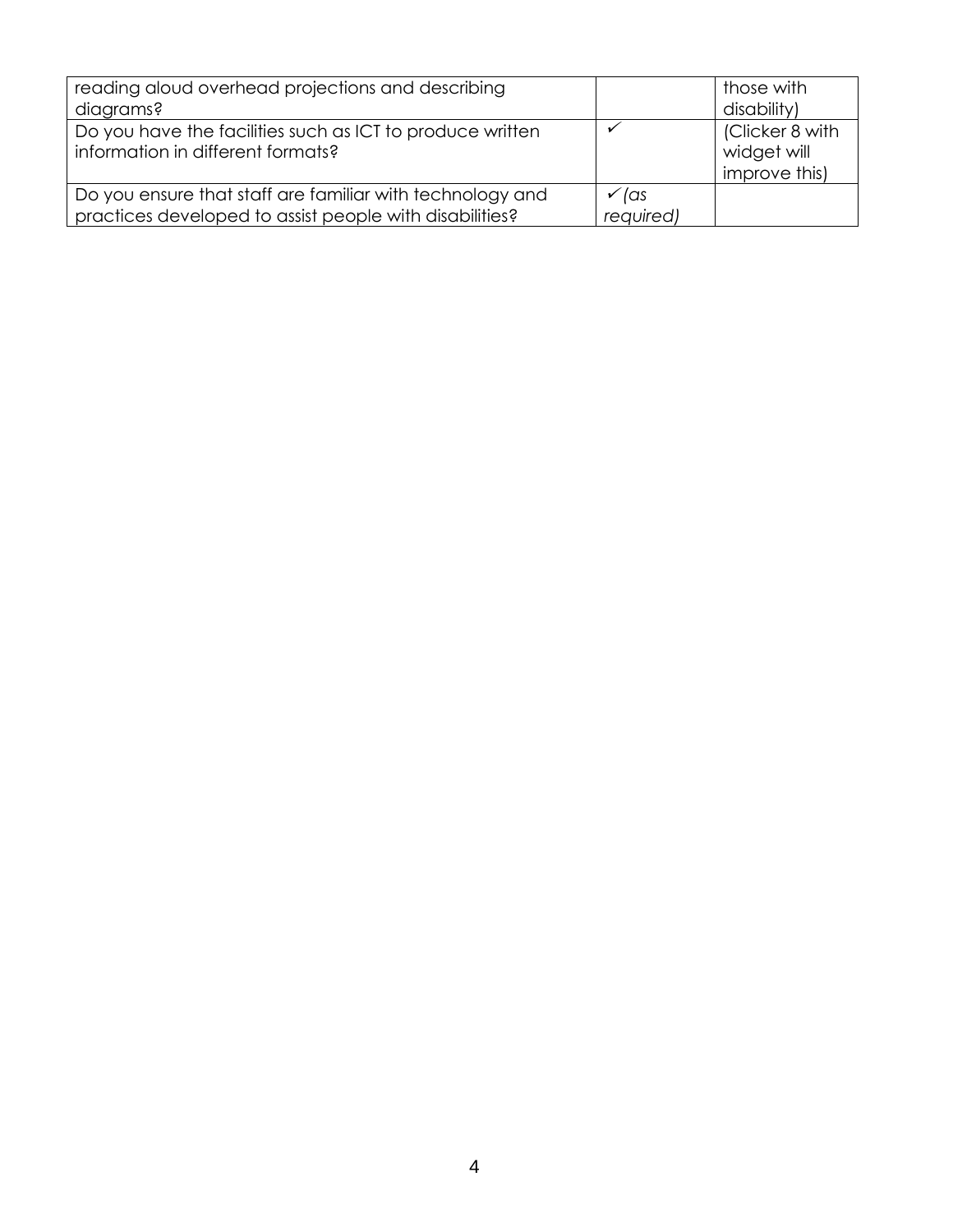| | | |
|---|---|---|
| reading aloud overhead projections and describing diagrams? | | those with disability) |
| Do you have the facilities such as ICT to produce written information in different formats? | ✓ | (Clicker 8 with widget will improve this) |
| Do you ensure that staff are familiar with technology and practices developed to assist people with disabilities? | ✓ *(as required)* | |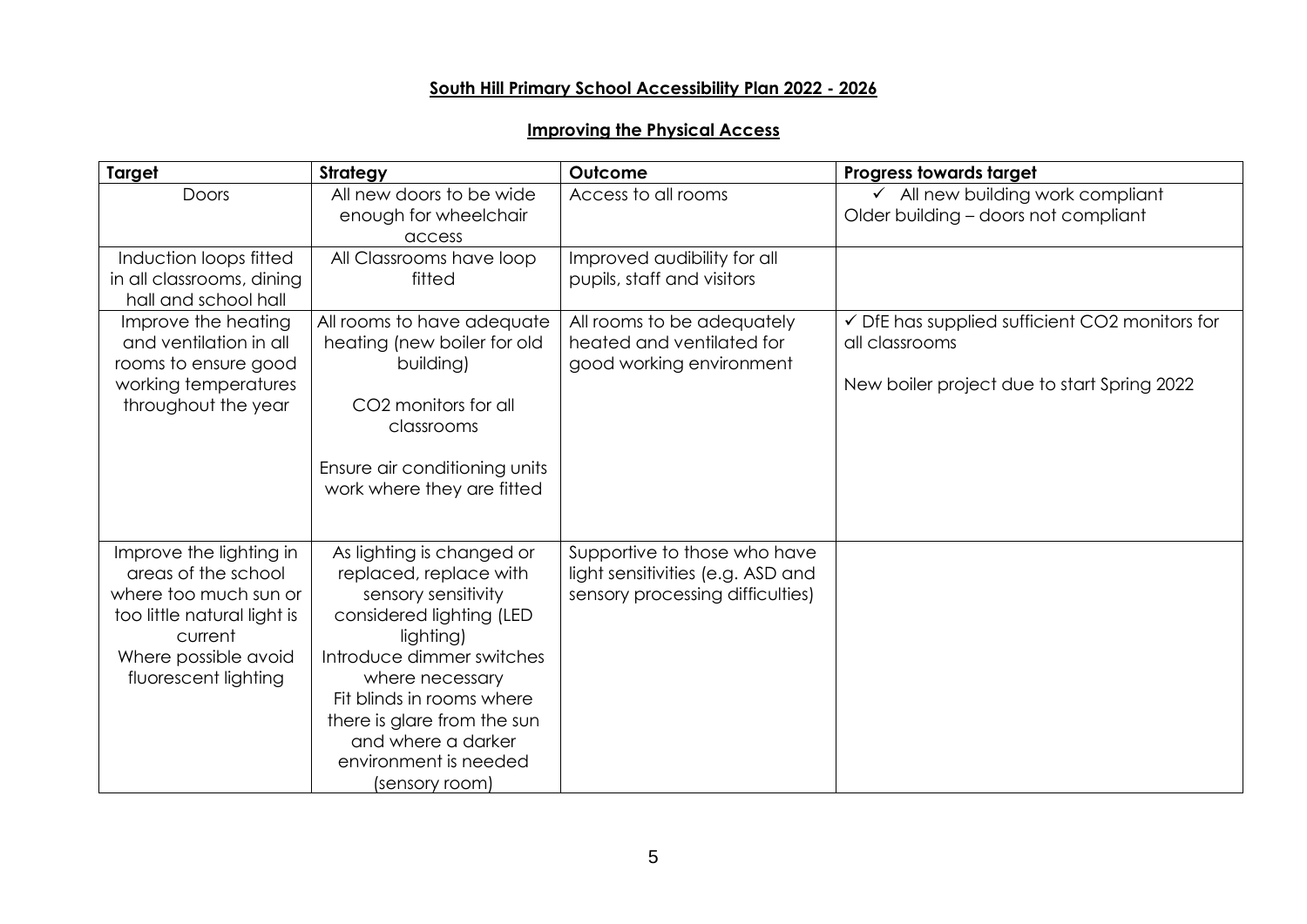## South Hill Primary School Accessibility Plan 2022 - 2026

### Improving the Physical Access

| Target | Strategy | Outcome | Progress towards target |
|---|---|---|---|
| Doors | All new doors to be wide enough for wheelchair access | Access to all rooms | ✓ All new building work compliant<br>Older building – doors not compliant |
| Induction loops fitted in all classrooms, dining hall and school hall | All Classrooms have loop fitted | Improved audibility for all pupils, staff and visitors | |
| Improve the heating and ventilation in all rooms to ensure good working temperatures throughout the year | All rooms to have adequate heating (new boiler for old building)<br><br>$CO_2$ monitors for all classrooms<br><br>Ensure air conditioning units work where they are fitted | All rooms to be adequately heated and ventilated for good working environment | ✓ DfE has supplied sufficient $CO_2$ monitors for all classrooms<br><br>New boiler project due to start Spring 2022 |
| Improve the lighting in areas of the school where too much sun or too little natural light is current<br>Where possible avoid fluorescent lighting | As lighting is changed or replaced, replace with sensory sensitivity considered lighting (LED lighting)<br>Introduce dimmer switches where necessary<br>Fit blinds in rooms where there is glare from the sun and where a darker environment is needed (sensory room) | Supportive to those who have light sensitivities (e.g. ASD and sensory processing difficulties) | |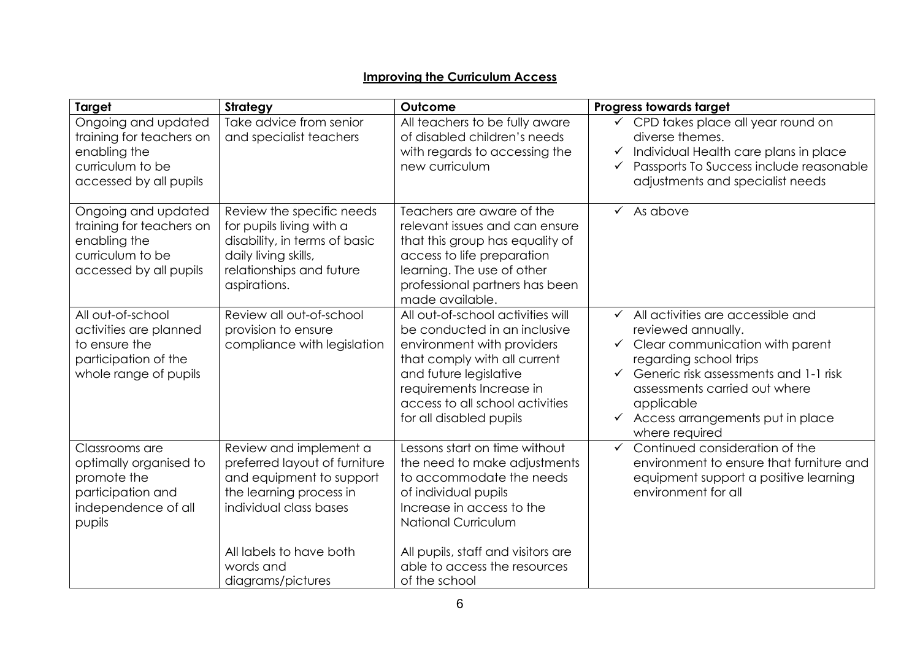## Improving the Curriculum Access

| Target | Strategy | Outcome | Progress towards target |
|---|---|---|---|
| Ongoing and updated training for teachers on enabling the curriculum to be accessed by all pupils | Take advice from senior and specialist teachers | All teachers to be fully aware of disabled children's needs with regards to accessing the new curriculum | ✓ CPD takes place all year round on diverse themes.<br>✓ Individual Health care plans in place<br>✓ Passports To Success include reasonable adjustments and specialist needs |
| Ongoing and updated training for teachers on enabling the curriculum to be accessed by all pupils | Review the specific needs for pupils living with a disability, in terms of basic daily living skills, relationships and future aspirations. | Teachers are aware of the relevant issues and can ensure that this group has equality of access to life preparation learning. The use of other professional partners has been made available. | ✓ As above |
| All out-of-school activities are planned to ensure the participation of the whole range of pupils | Review all out-of-school provision to ensure compliance with legislation | All out-of-school activities will be conducted in an inclusive environment with providers that comply with all current and future legislative requirements Increase in access to all school activities for all disabled pupils | ✓ All activities are accessible and reviewed annually.<br>✓ Clear communication with parent regarding school trips<br>✓ Generic risk assessments and 1-1 risk assessments carried out where applicable<br>✓ Access arrangements put in place where required |
| Classrooms are optimally organised to promote the participation and independence of all pupils | Review and implement a preferred layout of furniture and equipment to support the learning process in individual class bases<br><br>All labels to have both words and diagrams/pictures | Lessons start on time without the need to make adjustments to accommodate the needs of individual pupils<br>Increase in access to the National Curriculum<br><br>All pupils, staff and visitors are able to access the resources of the school | ✓ Continued consideration of the environment to ensure that furniture and equipment support a positive learning environment for all |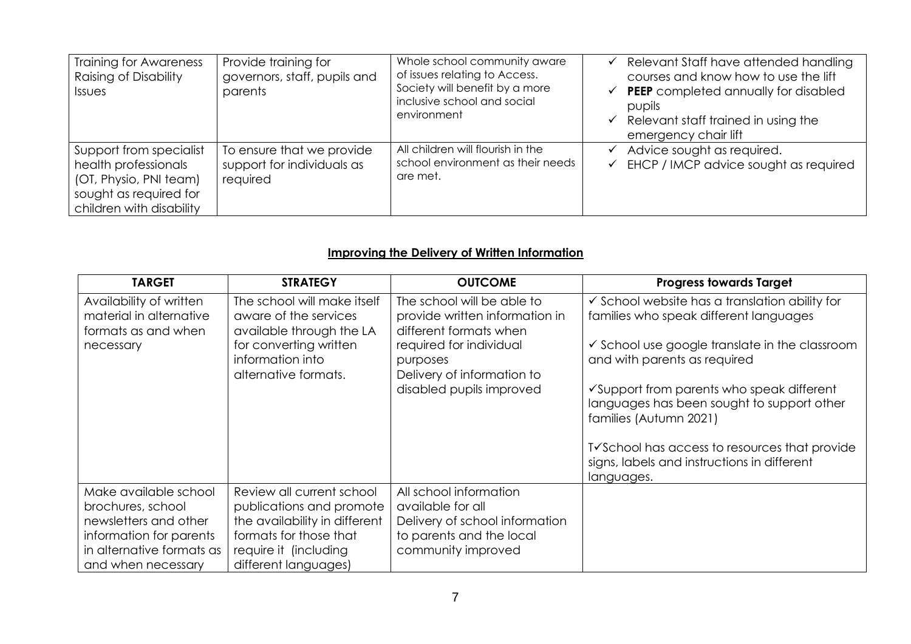| | | | |
|---|---|---|---|
| Training for Awareness Raising of Disability Issues | Provide training for governors, staff, pupils and parents | Whole school community aware of issues relating to Access. Society will benefit by a more inclusive school and social environment | ✓ Relevant Staff have attended handling courses and know how to use the lift<br>✓ **PEEP** completed annually for disabled pupils<br>✓ Relevant staff trained in using the emergency chair lift |
| Support from specialist health professionals (OT, Physio, PNI team) sought as required for children with disability | To ensure that we provide support for individuals as required | All children will flourish in the school environment as their needs are met. | ✓ Advice sought as required.<br>✓ EHCP / IMCP advice sought as required |

## Improving the Delivery of Written Information

| TARGET | STRATEGY | OUTCOME | Progress towards Target |
|---|---|---|---|
| Availability of written material in alternative formats as and when necessary | The school will make itself aware of the services available through the LA for converting written information into alternative formats. | The school will be able to provide written information in different formats when required for individual purposes<br>Delivery of information to disabled pupils improved | ✓ School website has a translation ability for families who speak different languages<br><br>✓ School use google translate in the classroom and with parents as required<br><br>✓Support from parents who speak different languages has been sought to support other families (Autumn 2021)<br><br>T✓School has access to resources that provide signs, labels and instructions in different languages. |
| Make available school brochures, school newsletters and other information for parents in alternative formats as and when necessary | Review all current school publications and promote the availability in different formats for those that require it (including different languages) | All school information available for all<br>Delivery of school information to parents and the local community improved | |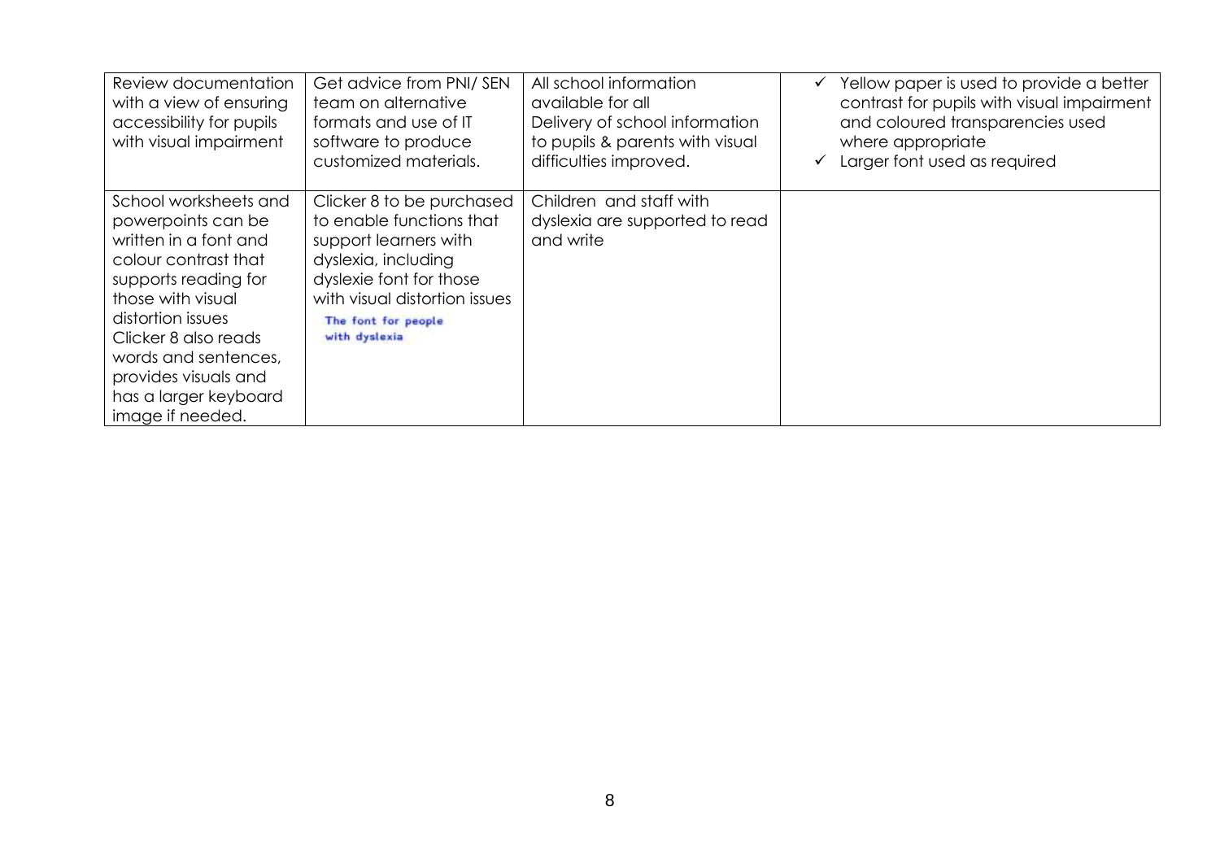| | | | |
|---|---|---|---|
| Review documentation with a view of ensuring accessibility for pupils with visual impairment | Get advice from PNI/ SEN team on alternative formats and use of IT software to produce customized materials. | All school information available for all<br>Delivery of school information to pupils & parents with visual difficulties improved. | ✓ Yellow paper is used to provide a better contrast for pupils with visual impairment and coloured transparencies used where appropriate<br>✓ Larger font used as required |
| School worksheets and powerpoints can be written in a font and colour contrast that supports reading for those with visual distortion issues<br>Clicker 8 also reads words and sentences, provides visuals and has a larger keyboard image if needed. | Clicker 8 to be purchased to enable functions that support learners with dyslexia, including dyslexie font for those with visual distortion issues<br>The font for people with dyslexia | Children and staff with dyslexia are supported to read and write | |